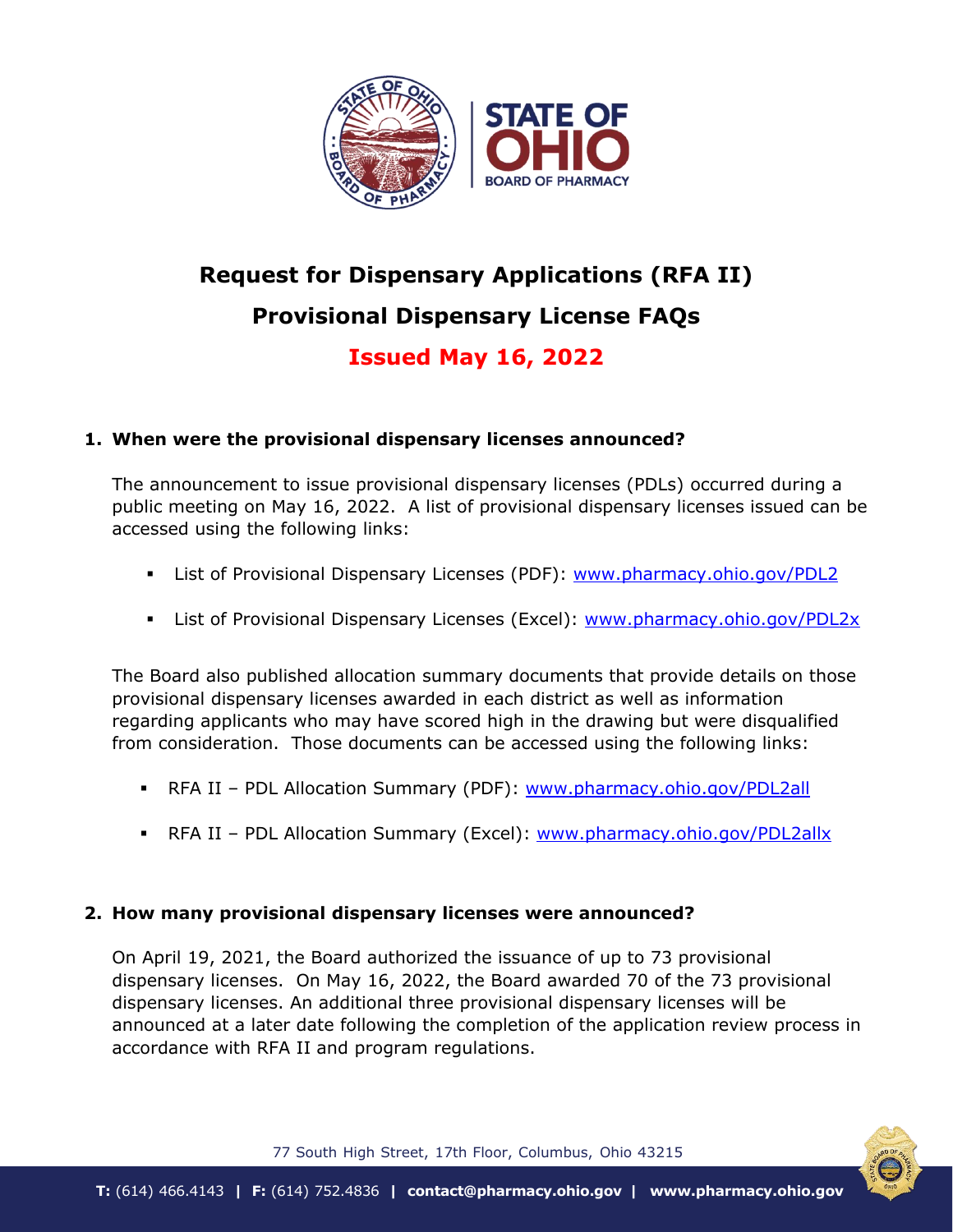# Request for Dispensary Applications (RFA II)

## Provisional Dispensary License FAQs

## Issued May 16, 2022

**1. When were the provisional dispensary licenses announced?**

The announcement to issue provisional dispensary licenses (PDLs) occurred during a public meeting on May 16, 2022. A list of provisional dispensary licenses issued can be accessed using the following links:

- List of Provisional Dispensary Licenses (PDF): www.pharmacy.ohio.gov/PDL2
- List of Provisional Dispensary Licenses (Excel): www.pharmacy.ohio.gov/PDL2x

The Board also published allocation summary documents that provide details on those provisional dispensary licenses awarded in each district as well as information regarding applicants who may have scored high in the drawing but were disqualified from consideration. Those documents can be accessed using the following links:

- RFA II – PDL Allocation Summary (PDF): www.pharmacy.ohio.gov/PDL2all
- RFA II – PDL Allocation Summary (Excel): www.pharmacy.ohio.gov/PDL2allx

**2. How many provisional dispensary licenses were announced?**

On April 19, 2021, the Board authorized the issuance of up to 73 provisional dispensary licenses. On May 16, 2022, the Board awarded 70 of the 73 provisional dispensary licenses. An additional three provisional dispensary licenses will be announced at a later date following the completion of the application review process in accordance with RFA II and program regulations.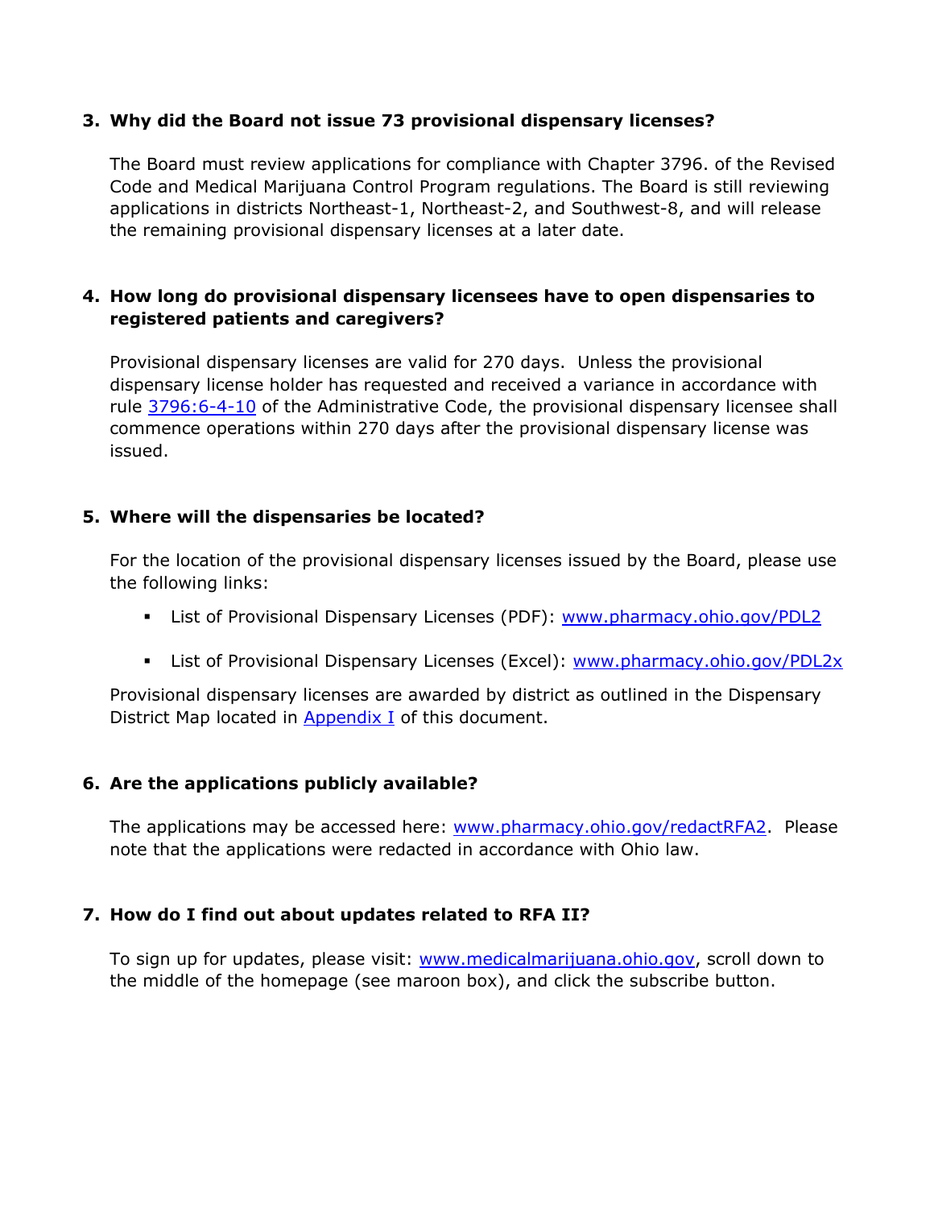3. **Why did the Board not issue 73 provisional dispensary licenses?**

   The Board must review applications for compliance with Chapter 3796. of the Revised Code and Medical Marijuana Control Program regulations. The Board is still reviewing applications in districts Northeast-1, Northeast-2, and Southwest-8, and will release the remaining provisional dispensary licenses at a later date.

4. **How long do provisional dispensary licensees have to open dispensaries to registered patients and caregivers?**

   Provisional dispensary licenses are valid for 270 days. Unless the provisional dispensary license holder has requested and received a variance in accordance with rule [3796:6-4-10]() of the Administrative Code, the provisional dispensary licensee shall commence operations within 270 days after the provisional dispensary license was issued.

5. **Where will the dispensaries be located?**

   For the location of the provisional dispensary licenses issued by the Board, please use the following links:

   - List of Provisional Dispensary Licenses (PDF): [www.pharmacy.ohio.gov/PDL2](www.pharmacy.ohio.gov/PDL2)
   - List of Provisional Dispensary Licenses (Excel): [www.pharmacy.ohio.gov/PDL2x](www.pharmacy.ohio.gov/PDL2x)

   Provisional dispensary licenses are awarded by district as outlined in the Dispensary District Map located in [Appendix I]() of this document.

6. **Are the applications publicly available?**

   The applications may be accessed here: [www.pharmacy.ohio.gov/redactRFA2](www.pharmacy.ohio.gov/redactRFA2). Please note that the applications were redacted in accordance with Ohio law.

7. **How do I find out about updates related to RFA II?**

   To sign up for updates, please visit: [www.medicalmarijuana.ohio.gov](www.medicalmarijuana.ohio.gov), scroll down to the middle of the homepage (see maroon box), and click the subscribe button.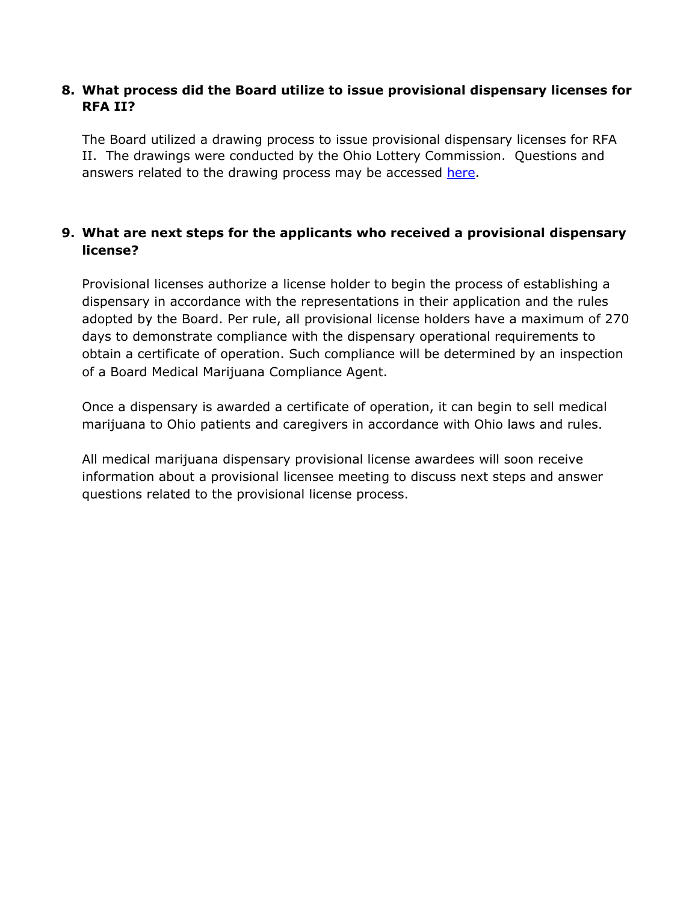8. **What process did the Board utilize to issue provisional dispensary licenses for RFA II?**

   The Board utilized a drawing process to issue provisional dispensary licenses for RFA II. The drawings were conducted by the Ohio Lottery Commission. Questions and answers related to the drawing process may be accessed here.

9. **What are next steps for the applicants who received a provisional dispensary license?**

   Provisional licenses authorize a license holder to begin the process of establishing a dispensary in accordance with the representations in their application and the rules adopted by the Board. Per rule, all provisional license holders have a maximum of 270 days to demonstrate compliance with the dispensary operational requirements to obtain a certificate of operation. Such compliance will be determined by an inspection of a Board Medical Marijuana Compliance Agent.

   Once a dispensary is awarded a certificate of operation, it can begin to sell medical marijuana to Ohio patients and caregivers in accordance with Ohio laws and rules.

   All medical marijuana dispensary provisional license awardees will soon receive information about a provisional licensee meeting to discuss next steps and answer questions related to the provisional license process.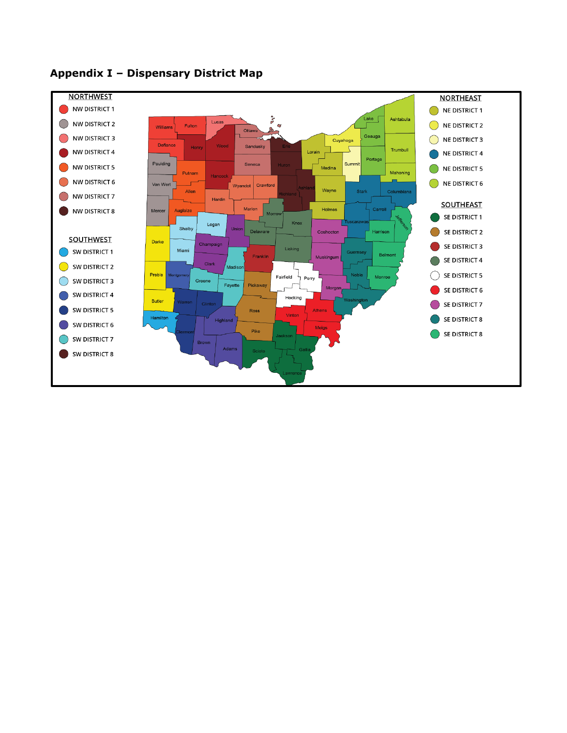## Appendix I – Dispensary District Map

NORTHWEST
NW DISTRICT 1
NW DISTRICT 2
NW DISTRICT 3
NW DISTRICT 4
NW DISTRICT 5
NW DISTRICT 6
NW DISTRICT 7
NW DISTRICT 8

SOUTHWEST
SW DISTRICT 1
SW DISTRICT 2
SW DISTRICT 3
SW DISTRICT 4
SW DISTRICT 5
SW DISTRICT 6
SW DISTRICT 7
SW DISTRICT 8

NORTHEAST
NE DISTRICT 1
NE DISTRICT 2
NE DISTRICT 3
NE DISTRICT 4
NE DISTRICT 5
NE DISTRICT 6

SOUTHEAST
SE DISTRICT 1
SE DISTRICT 2
SE DISTRICT 3
SE DISTRICT 4
SE DISTRICT 5
SE DISTRICT 6
SE DISTRICT 7
SE DISTRICT 8
SE DISTRICT 8

Williams
Fulton
Lucas
Ottawa
Defiance
Henry
Wood
Sandusky
Erie
Lorain
Cuyahoga
Lake
Ashtabula
Geauga
Trumbull
Portage
Summit
Medina
Mahoning
Paulding
Putnam
Hancock
Seneca
Huron
Van Wert
Allen
Wyandot
Crawford
Ashland
Richland
Wayne
Stark
Columbiana
Mercer
Auglaize
Hardin
Marion
Morrow
Holmes
Carroll
Tuscarawas
Jefferson
Shelby
Logan
Union
Delaware
Knox
Coshocton
Harrison
Darke
Miami
Champaign
Licking
Guernsey
Belmont
Franklin
Muskingum
Clark
Madison
Noble
Monroe
Preble
Montgomery
Greene
Fayette
Pickaway
Fairfield
Perry
Morgan
Butler
Warren
Clinton
Hocking
Washington
Ross
Vinton
Athens
Hamilton
Highland
Meigs
Clermont
Pike
Jackson
Brown
Adams
Scioto
Gallia
Lawrence